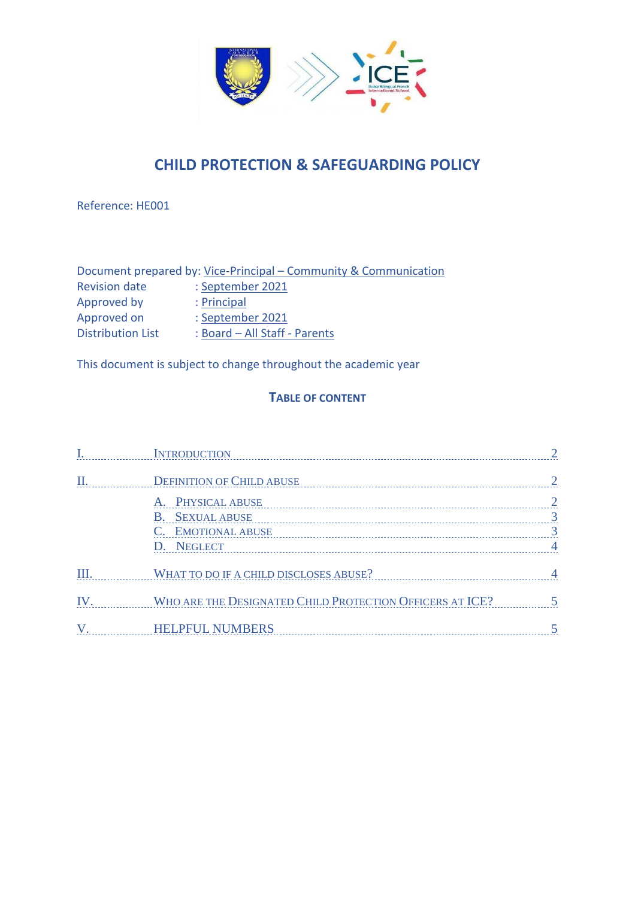# CHILD PROTECTION & SAFEGUARDING POLICY

Reference: HE001

Document prepared by: Vice-Principal – Community & Communication
Revision date : September 2021
Approved by : Principal
Approved on : September 2021
Distribution List : Board – All Staff - Parents

This document is subject to change throughout the academic year

## TABLE OF CONTENT

- I. INTRODUCTION ........ 2
- II. DEFINITION OF CHILD ABUSE ........ 2
  - A. PHYSICAL ABUSE ........ 2
  - B. SEXUAL ABUSE ........ 3
  - C. EMOTIONAL ABUSE ........ 3
  - D. NEGLECT ........ 4
- III. WHAT TO DO IF A CHILD DISCLOSES ABUSE? ........ 4
- IV. WHO ARE THE DESIGNATED CHILD PROTECTION OFFICERS AT ICE? ........ 5
- V. HELPFUL NUMBERS ........ 5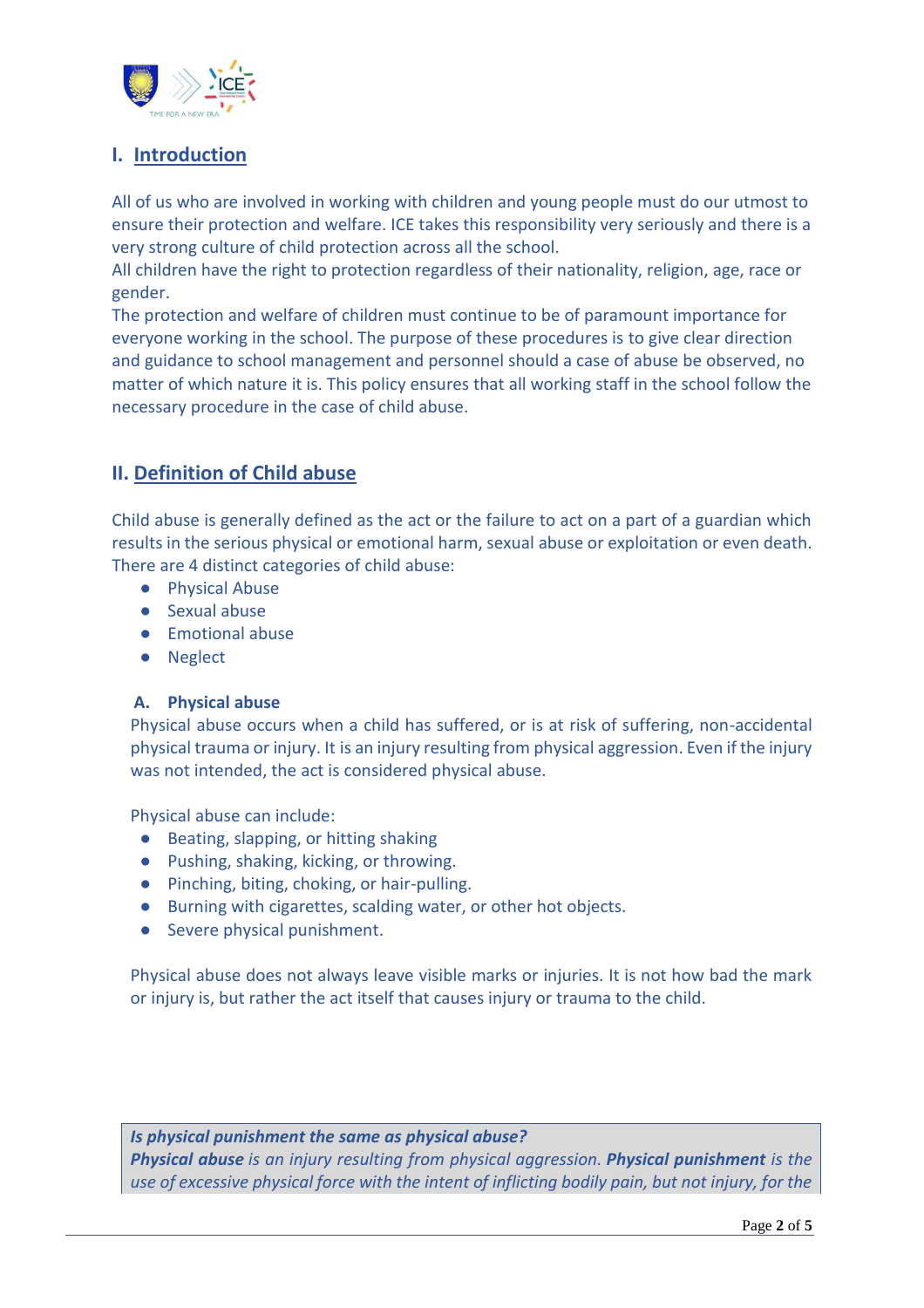## I. Introduction

All of us who are involved in working with children and young people must do our utmost to ensure their protection and welfare. ICE takes this responsibility very seriously and there is a very strong culture of child protection across all the school.
All children have the right to protection regardless of their nationality, religion, age, race or gender.
The protection and welfare of children must continue to be of paramount importance for everyone working in the school. The purpose of these procedures is to give clear direction and guidance to school management and personnel should a case of abuse be observed, no matter of which nature it is. This policy ensures that all working staff in the school follow the necessary procedure in the case of child abuse.

## II. Definition of Child abuse

Child abuse is generally defined as the act or the failure to act on a part of a guardian which results in the serious physical or emotional harm, sexual abuse or exploitation or even death. There are 4 distinct categories of child abuse:

- Physical Abuse
- Sexual abuse
- Emotional abuse
- Neglect

### A. Physical abuse

Physical abuse occurs when a child has suffered, or is at risk of suffering, non-accidental physical trauma or injury. It is an injury resulting from physical aggression. Even if the injury was not intended, the act is considered physical abuse.

Physical abuse can include:

- Beating, slapping, or hitting shaking
- Pushing, shaking, kicking, or throwing.
- Pinching, biting, choking, or hair-pulling.
- Burning with cigarettes, scalding water, or other hot objects.
- Severe physical punishment.

Physical abuse does not always leave visible marks or injuries. It is not how bad the mark or injury is, but rather the act itself that causes injury or trauma to the child.

***Is physical punishment the same as physical abuse?***
***Physical abuse*** *is an injury resulting from physical aggression.* ***Physical punishment*** *is the use of excessive physical force with the intent of inflicting bodily pain, but not injury, for the*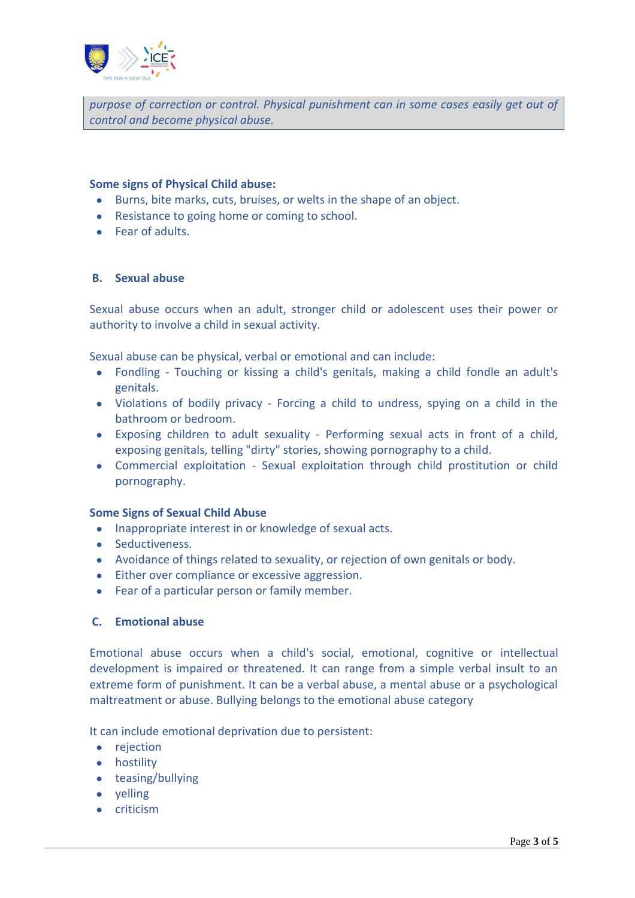*purpose of correction or control. Physical punishment can in some cases easily get out of control and become physical abuse.*

**Some signs of Physical Child abuse:**

- Burns, bite marks, cuts, bruises, or welts in the shape of an object.
- Resistance to going home or coming to school.
- Fear of adults.

### B. Sexual abuse

Sexual abuse occurs when an adult, stronger child or adolescent uses their power or authority to involve a child in sexual activity.

Sexual abuse can be physical, verbal or emotional and can include:

- Fondling - Touching or kissing a child's genitals, making a child fondle an adult's genitals.
- Violations of bodily privacy - Forcing a child to undress, spying on a child in the bathroom or bedroom.
- Exposing children to adult sexuality - Performing sexual acts in front of a child, exposing genitals, telling "dirty" stories, showing pornography to a child.
- Commercial exploitation - Sexual exploitation through child prostitution or child pornography.

**Some Signs of Sexual Child Abuse**

- Inappropriate interest in or knowledge of sexual acts.
- Seductiveness.
- Avoidance of things related to sexuality, or rejection of own genitals or body.
- Either over compliance or excessive aggression.
- Fear of a particular person or family member.

### C. Emotional abuse

Emotional abuse occurs when a child's social, emotional, cognitive or intellectual development is impaired or threatened. It can range from a simple verbal insult to an extreme form of punishment. It can be a verbal abuse, a mental abuse or a psychological maltreatment or abuse. Bullying belongs to the emotional abuse category

It can include emotional deprivation due to persistent:

- rejection
- hostility
- teasing/bullying
- yelling
- criticism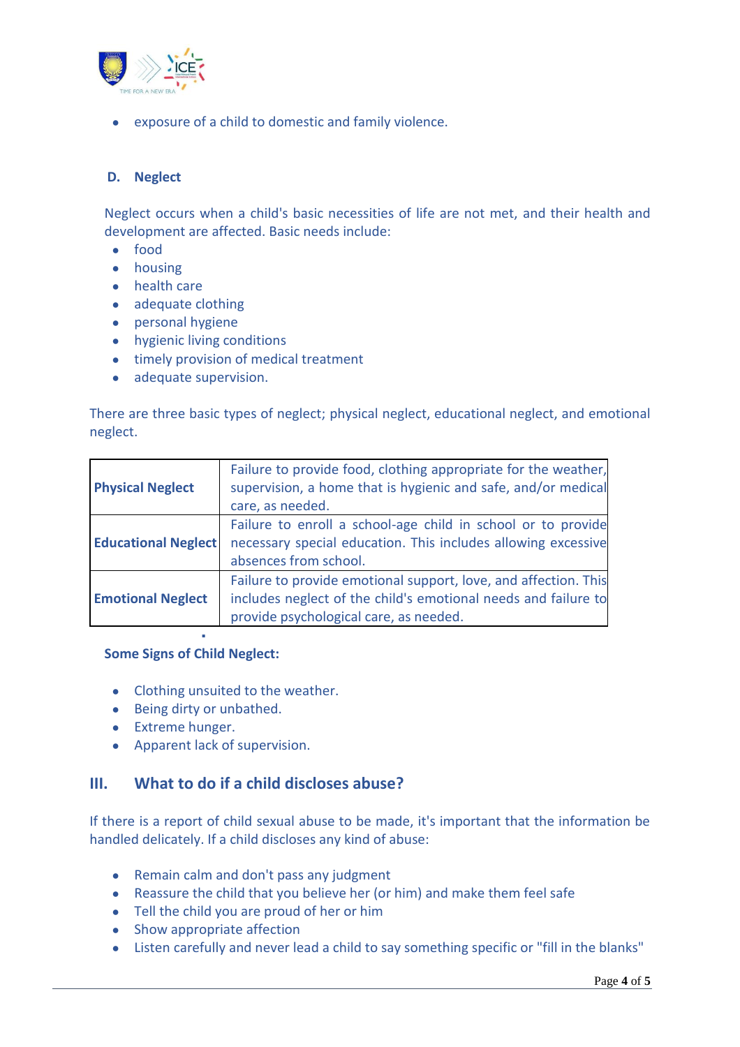- exposure of a child to domestic and family violence.

### D. Neglect

Neglect occurs when a child's basic necessities of life are not met, and their health and development are affected. Basic needs include:

- food
- housing
- health care
- adequate clothing
- personal hygiene
- hygienic living conditions
- timely provision of medical treatment
- adequate supervision.

There are three basic types of neglect; physical neglect, educational neglect, and emotional neglect.

| | |
|---|---|
| **Physical Neglect** | Failure to provide food, clothing appropriate for the weather, supervision, a home that is hygienic and safe, and/or medical care, as needed. |
| **Educational Neglect** | Failure to enroll a school-age child in school or to provide necessary special education. This includes allowing excessive absences from school. |
| **Emotional Neglect** | Failure to provide emotional support, love, and affection. This includes neglect of the child's emotional needs and failure to provide psychological care, as needed. |

**Some Signs of Child Neglect:**

- Clothing unsuited to the weather.
- Being dirty or unbathed.
- Extreme hunger.
- Apparent lack of supervision.

## III. What to do if a child discloses abuse?

If there is a report of child sexual abuse to be made, it's important that the information be handled delicately. If a child discloses any kind of abuse:

- Remain calm and don't pass any judgment
- Reassure the child that you believe her (or him) and make them feel safe
- Tell the child you are proud of her or him
- Show appropriate affection
- Listen carefully and never lead a child to say something specific or "fill in the blanks"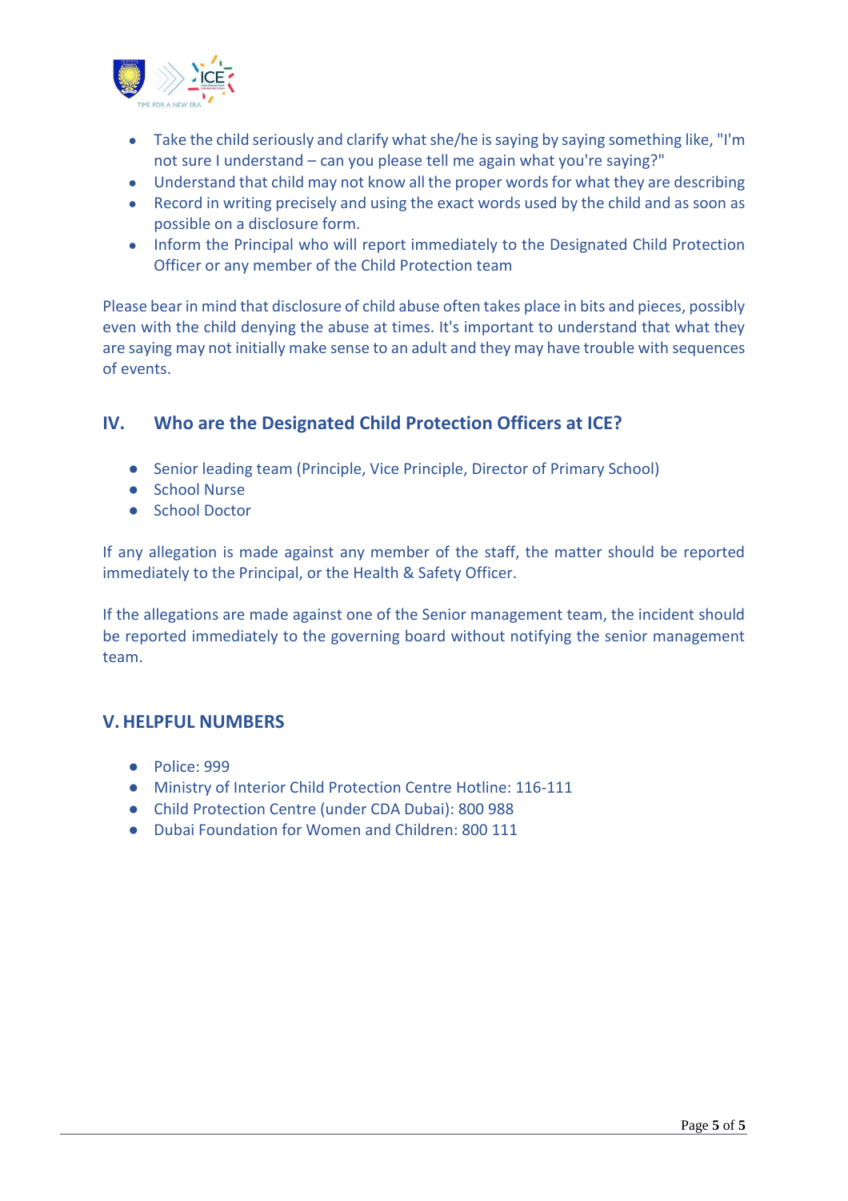- Take the child seriously and clarify what she/he is saying by saying something like, "I'm not sure I understand – can you please tell me again what you're saying?"
- Understand that child may not know all the proper words for what they are describing
- Record in writing precisely and using the exact words used by the child and as soon as possible on a disclosure form.
- Inform the Principal who will report immediately to the Designated Child Protection Officer or any member of the Child Protection team

Please bear in mind that disclosure of child abuse often takes place in bits and pieces, possibly even with the child denying the abuse at times. It's important to understand that what they are saying may not initially make sense to an adult and they may have trouble with sequences of events.

## IV. Who are the Designated Child Protection Officers at ICE?

- Senior leading team (Principle, Vice Principle, Director of Primary School)
- School Nurse
- School Doctor

If any allegation is made against any member of the staff, the matter should be reported immediately to the Principal, or the Health & Safety Officer.

If the allegations are made against one of the Senior management team, the incident should be reported immediately to the governing board without notifying the senior management team.

## V. HELPFUL NUMBERS

- Police: 999
- Ministry of Interior Child Protection Centre Hotline: 116-111
- Child Protection Centre (under CDA Dubai): 800 988
- Dubai Foundation for Women and Children: 800 111